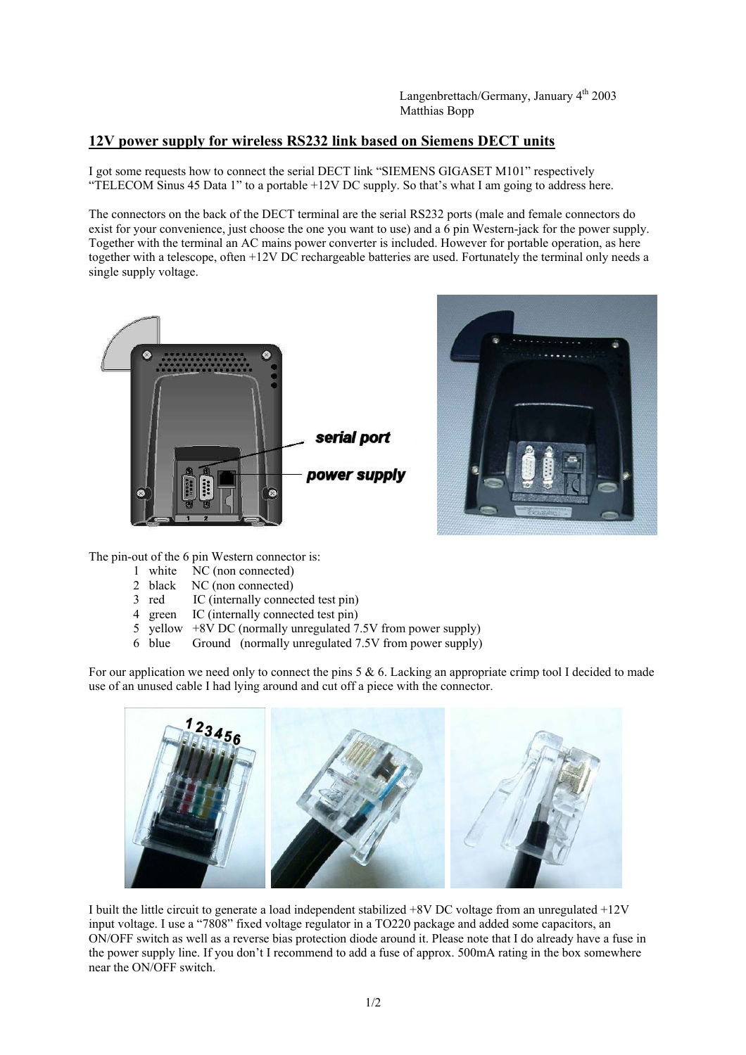Langenbrettach/Germany, January 4th 2003
Matthias Bopp

## 12V power supply for wireless RS232 link based on Siemens DECT units

I got some requests how to connect the serial DECT link "SIEMENS GIGASET M101" respectively "TELECOM Sinus 45 Data 1" to a portable +12V DC supply. So that's what I am going to address here.

The connectors on the back of the DECT terminal are the serial RS232 ports (male and female connectors do exist for your convenience, just choose the one you want to use) and a 6 pin Western-jack for the power supply. Together with the terminal an AC mains power converter is included. However for portable operation, as here together with a telescope, often +12V DC rechargeable batteries are used. Fortunately the terminal only needs a single supply voltage.

The pin-out of the 6 pin Western connector is:

1 white NC (non connected)
2 black NC (non connected)
3 red IC (internally connected test pin)
4 green IC (internally connected test pin)
5 yellow +8V DC (normally unregulated 7.5V from power supply)
6 blue Ground (normally unregulated 7.5V from power supply)

For our application we need only to connect the pins 5 & 6. Lacking an appropriate crimp tool I decided to made use of an unused cable I had lying around and cut off a piece with the connector.

I built the little circuit to generate a load independent stabilized +8V DC voltage from an unregulated +12V input voltage. I use a "7808" fixed voltage regulator in a TO220 package and added some capacitors, an ON/OFF switch as well as a reverse bias protection diode around it. Please note that I do already have a fuse in the power supply line. If you don't I recommend to add a fuse of approx. 500mA rating in the box somewhere near the ON/OFF switch.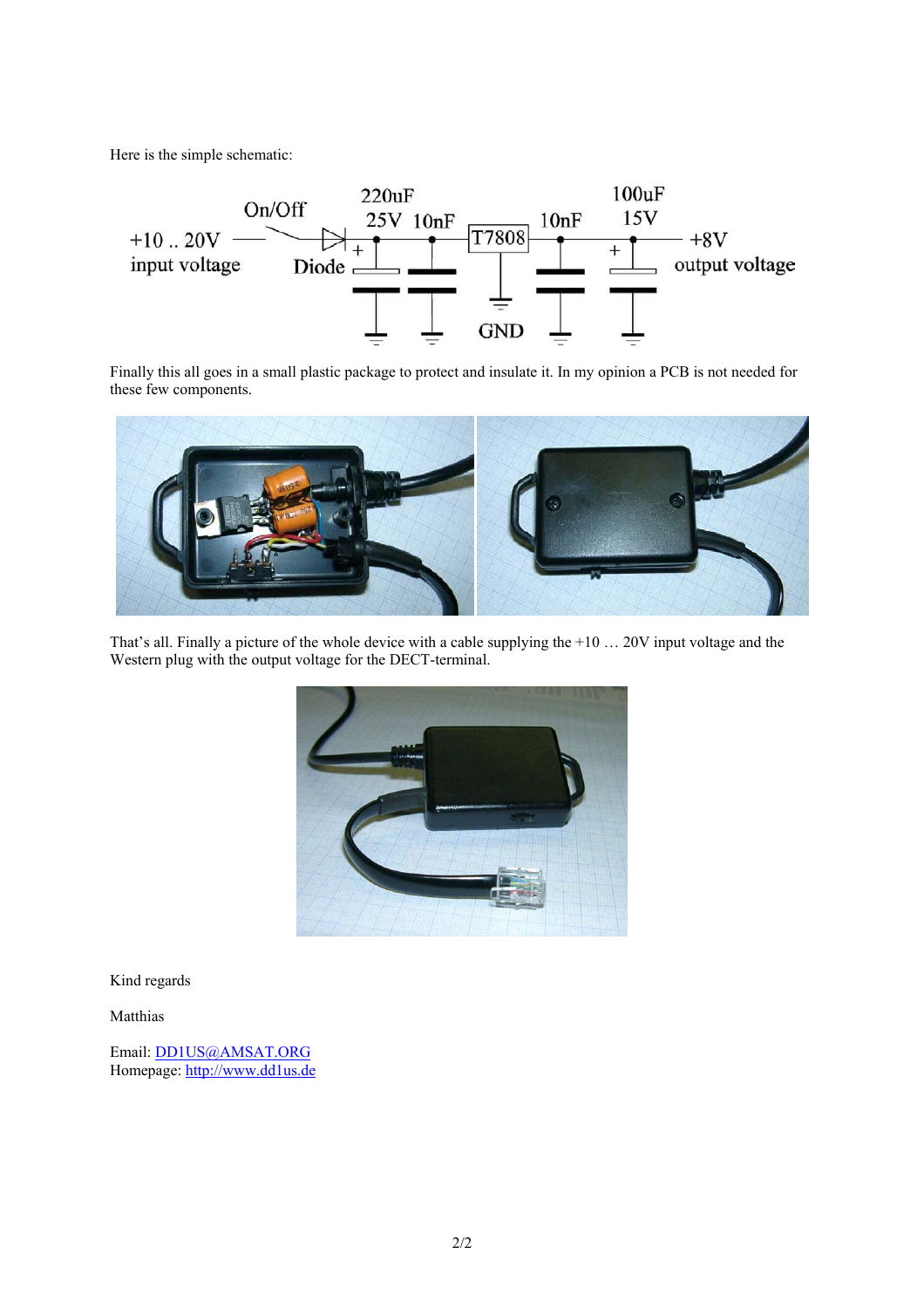Here is the simple schematic:

+10 .. 20V
input voltage
On/Off
Diode
220uF
25V
10nF
T7808
GND
10nF
100uF
15V
+8V
output voltage

Finally this all goes in a small plastic package to protect and insulate it. In my opinion a PCB is not needed for these few components.

That's all. Finally a picture of the whole device with a cable supplying the +10 … 20V input voltage and the Western plug with the output voltage for the DECT-terminal.

Kind regards

Matthias

Email: DD1US@AMSAT.ORG
Homepage: http://www.dd1us.de